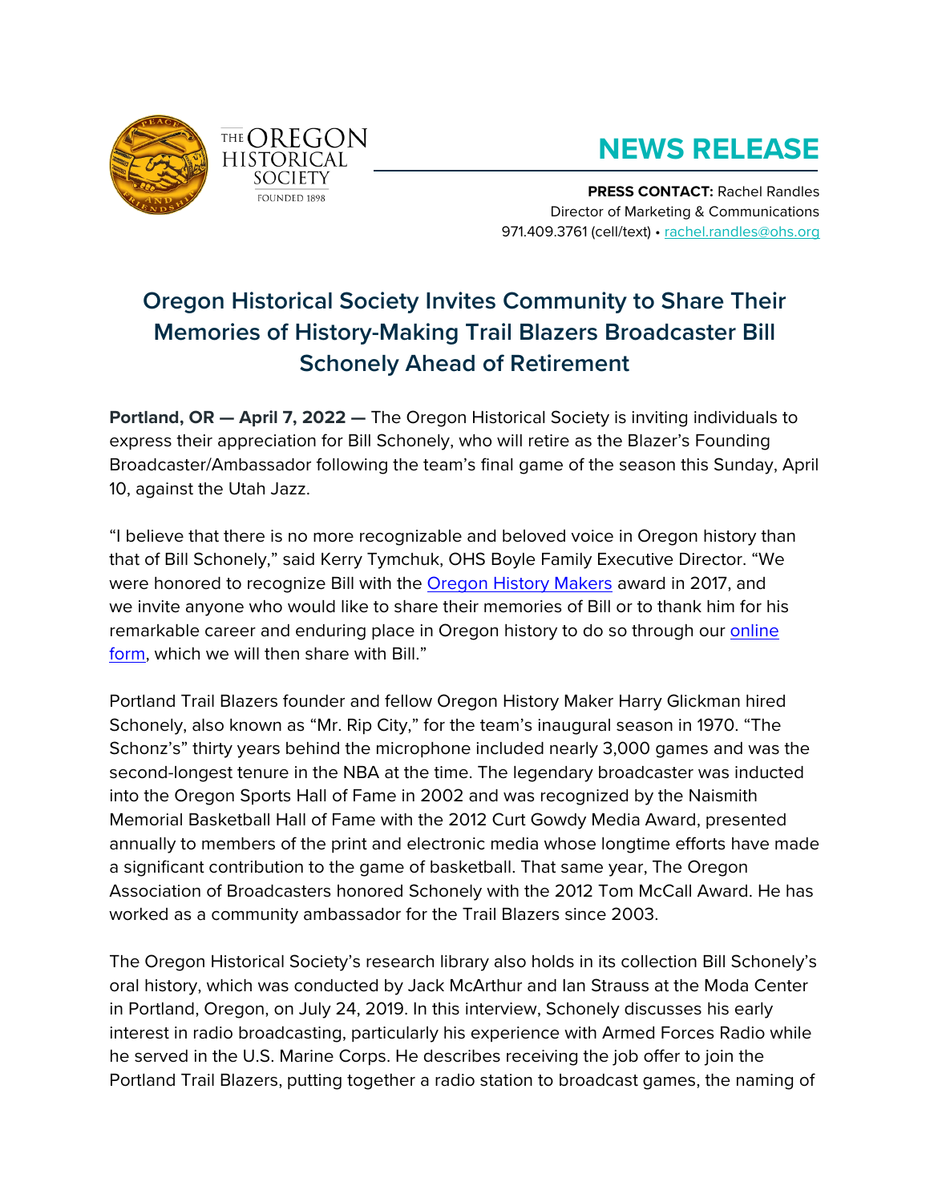THE OREGON HISTORICAL SOCIETY
FOUNDED 1898

# NEWS RELEASE

**PRESS CONTACT:** Rachel Randles
Director of Marketing & Communications
971.409.3761 (cell/text) • rachel.randles@ohs.org

## Oregon Historical Society Invites Community to Share Their Memories of History-Making Trail Blazers Broadcaster Bill Schonely Ahead of Retirement

**Portland, OR — April 7, 2022 —** The Oregon Historical Society is inviting individuals to express their appreciation for Bill Schonely, who will retire as the Blazer's Founding Broadcaster/Ambassador following the team's final game of the season this Sunday, April 10, against the Utah Jazz.

"I believe that there is no more recognizable and beloved voice in Oregon history than that of Bill Schonely," said Kerry Tymchuk, OHS Boyle Family Executive Director. "We were honored to recognize Bill with the Oregon History Makers award in 2017, and we invite anyone who would like to share their memories of Bill or to thank him for his remarkable career and enduring place in Oregon history to do so through our online form, which we will then share with Bill."

Portland Trail Blazers founder and fellow Oregon History Maker Harry Glickman hired Schonely, also known as "Mr. Rip City," for the team's inaugural season in 1970. "The Schonz's" thirty years behind the microphone included nearly 3,000 games and was the second-longest tenure in the NBA at the time. The legendary broadcaster was inducted into the Oregon Sports Hall of Fame in 2002 and was recognized by the Naismith Memorial Basketball Hall of Fame with the 2012 Curt Gowdy Media Award, presented annually to members of the print and electronic media whose longtime efforts have made a significant contribution to the game of basketball. That same year, The Oregon Association of Broadcasters honored Schonely with the 2012 Tom McCall Award. He has worked as a community ambassador for the Trail Blazers since 2003.

The Oregon Historical Society's research library also holds in its collection Bill Schonely's oral history, which was conducted by Jack McArthur and Ian Strauss at the Moda Center in Portland, Oregon, on July 24, 2019. In this interview, Schonely discusses his early interest in radio broadcasting, particularly his experience with Armed Forces Radio while he served in the U.S. Marine Corps. He describes receiving the job offer to join the Portland Trail Blazers, putting together a radio station to broadcast games, the naming of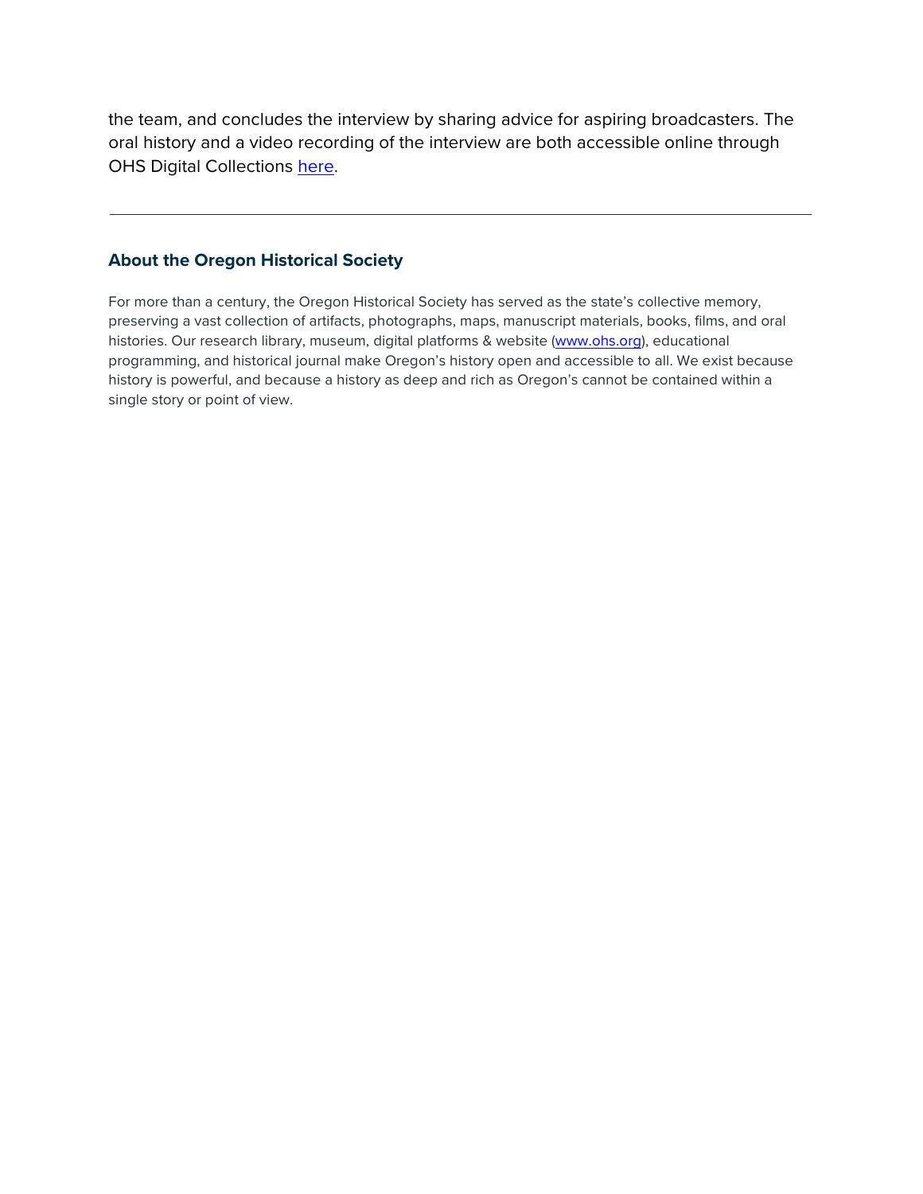the team, and concludes the interview by sharing advice for aspiring broadcasters. The oral history and a video recording of the interview are both accessible online through OHS Digital Collections here.

---

### About the Oregon Historical Society

For more than a century, the Oregon Historical Society has served as the state's collective memory, preserving a vast collection of artifacts, photographs, maps, manuscript materials, books, films, and oral histories. Our research library, museum, digital platforms & website (www.ohs.org), educational programming, and historical journal make Oregon's history open and accessible to all. We exist because history is powerful, and because a history as deep and rich as Oregon's cannot be contained within a single story or point of view.